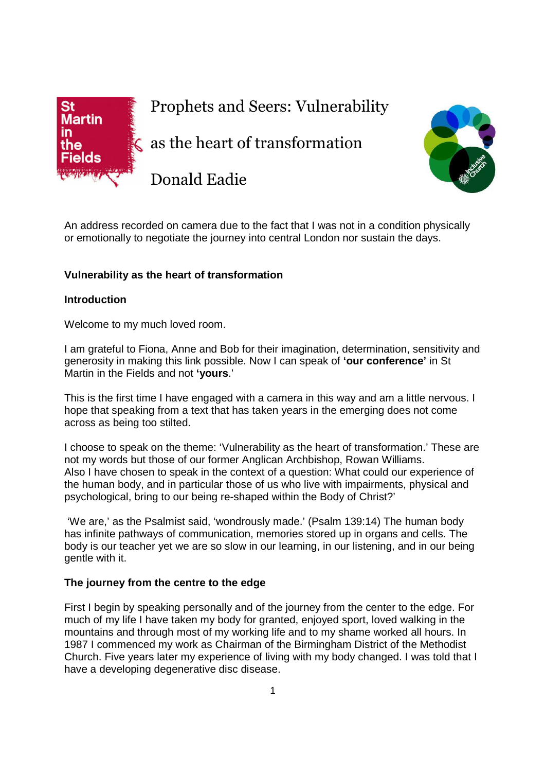# Prophets and Seers: Vulnerability as the heart of transformation

Donald Eadie

An address recorded on camera due to the fact that I was not in a condition physically or emotionally to negotiate the journey into central London nor sustain the days.

## Vulnerability as the heart of transformation

### Introduction

Welcome to my much loved room.

I am grateful to Fiona, Anne and Bob for their imagination, determination, sensitivity and generosity in making this link possible. Now I can speak of **'our conference'** in St Martin in the Fields and not **'yours**.'

This is the first time I have engaged with a camera in this way and am a little nervous. I hope that speaking from a text that has taken years in the emerging does not come across as being too stilted.

I choose to speak on the theme: 'Vulnerability as the heart of transformation.' These are not my words but those of our former Anglican Archbishop, Rowan Williams.
Also I have chosen to speak in the context of a question: What could our experience of the human body, and in particular those of us who live with impairments, physical and psychological, bring to our being re-shaped within the Body of Christ?'

'We are,' as the Psalmist said, 'wondrously made.' (Psalm 139:14) The human body has infinite pathways of communication, memories stored up in organs and cells. The body is our teacher yet we are so slow in our learning, in our listening, and in our being gentle with it.

### The journey from the centre to the edge

First I begin by speaking personally and of the journey from the center to the edge. For much of my life I have taken my body for granted, enjoyed sport, loved walking in the mountains and through most of my working life and to my shame worked all hours. In 1987 I commenced my work as Chairman of the Birmingham District of the Methodist Church. Five years later my experience of living with my body changed. I was told that I have a developing degenerative disc disease.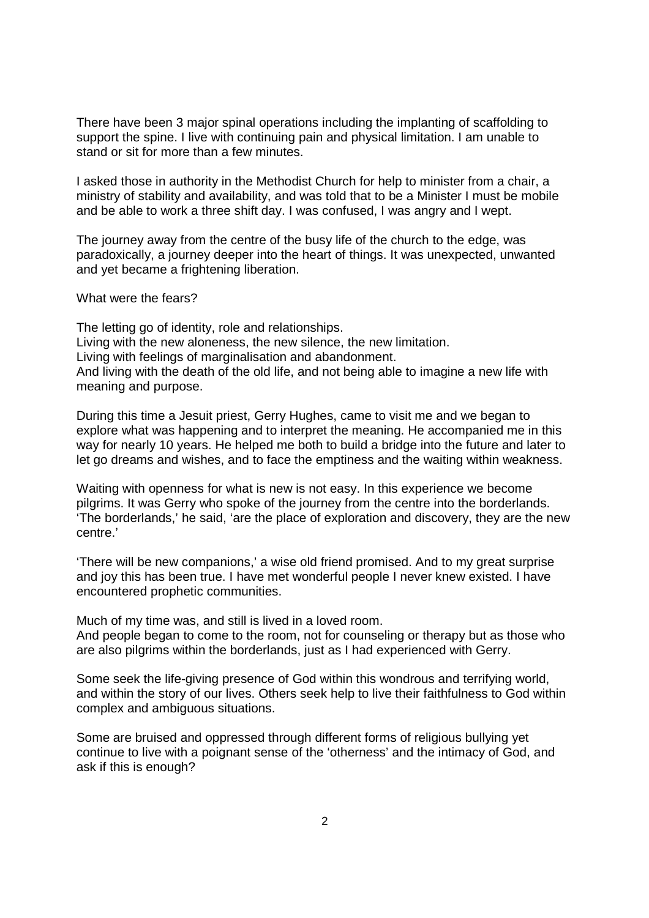There have been 3 major spinal operations including the implanting of scaffolding to support the spine. I live with continuing pain and physical limitation. I am unable to stand or sit for more than a few minutes.

I asked those in authority in the Methodist Church for help to minister from a chair, a ministry of stability and availability, and was told that to be a Minister I must be mobile and be able to work a three shift day. I was confused, I was angry and I wept.

The journey away from the centre of the busy life of the church to the edge, was paradoxically, a journey deeper into the heart of things. It was unexpected, unwanted and yet became a frightening liberation.

What were the fears?

The letting go of identity, role and relationships.
Living with the new aloneness, the new silence, the new limitation.
Living with feelings of marginalisation and abandonment.
And living with the death of the old life, and not being able to imagine a new life with meaning and purpose.

During this time a Jesuit priest, Gerry Hughes, came to visit me and we began to explore what was happening and to interpret the meaning. He accompanied me in this way for nearly 10 years. He helped me both to build a bridge into the future and later to let go dreams and wishes, and to face the emptiness and the waiting within weakness.

Waiting with openness for what is new is not easy. In this experience we become pilgrims. It was Gerry who spoke of the journey from the centre into the borderlands. 'The borderlands,' he said, 'are the place of exploration and discovery, they are the new centre.'

'There will be new companions,' a wise old friend promised. And to my great surprise and joy this has been true. I have met wonderful people I never knew existed. I have encountered prophetic communities.

Much of my time was, and still is lived in a loved room.
And people began to come to the room, not for counseling or therapy but as those who are also pilgrims within the borderlands, just as I had experienced with Gerry.

Some seek the life-giving presence of God within this wondrous and terrifying world, and within the story of our lives. Others seek help to live their faithfulness to God within complex and ambiguous situations.

Some are bruised and oppressed through different forms of religious bullying yet continue to live with a poignant sense of the 'otherness' and the intimacy of God, and ask if this is enough?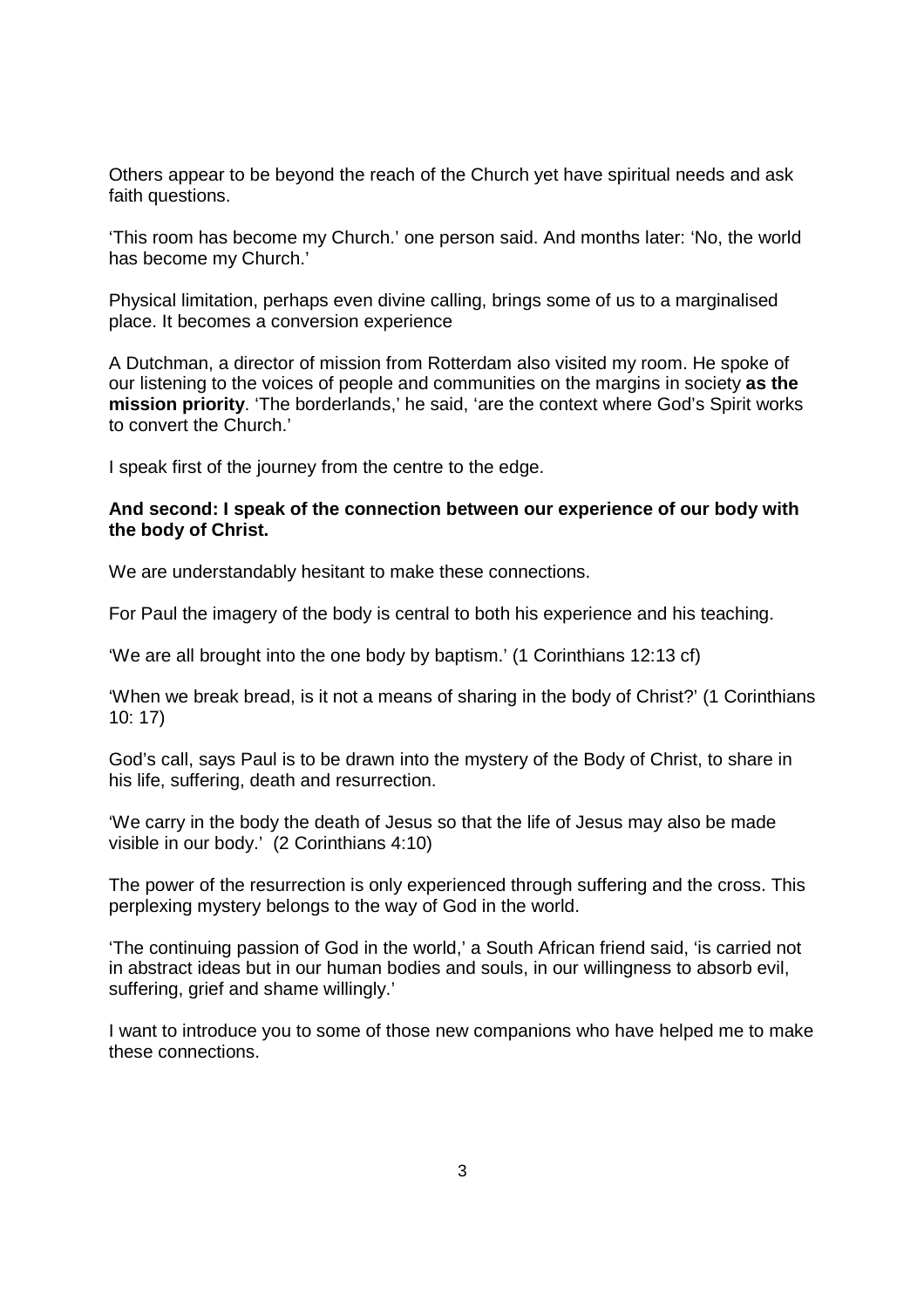Others appear to be beyond the reach of the Church yet have spiritual needs and ask faith questions.

'This room has become my Church.' one person said. And months later: 'No, the world has become my Church.'

Physical limitation, perhaps even divine calling, brings some of us to a marginalised place. It becomes a conversion experience

A Dutchman, a director of mission from Rotterdam also visited my room. He spoke of our listening to the voices of people and communities on the margins in society **as the mission priority**. 'The borderlands,' he said, 'are the context where God's Spirit works to convert the Church.'

I speak first of the journey from the centre to the edge.

**And second: I speak of the connection between our experience of our body with the body of Christ.**

We are understandably hesitant to make these connections.

For Paul the imagery of the body is central to both his experience and his teaching.

'We are all brought into the one body by baptism.' (1 Corinthians 12:13 cf)

'When we break bread, is it not a means of sharing in the body of Christ?' (1 Corinthians 10: 17)

God's call, says Paul is to be drawn into the mystery of the Body of Christ, to share in his life, suffering, death and resurrection.

'We carry in the body the death of Jesus so that the life of Jesus may also be made visible in our body.' (2 Corinthians 4:10)

The power of the resurrection is only experienced through suffering and the cross. This perplexing mystery belongs to the way of God in the world.

'The continuing passion of God in the world,' a South African friend said, 'is carried not in abstract ideas but in our human bodies and souls, in our willingness to absorb evil, suffering, grief and shame willingly.'

I want to introduce you to some of those new companions who have helped me to make these connections.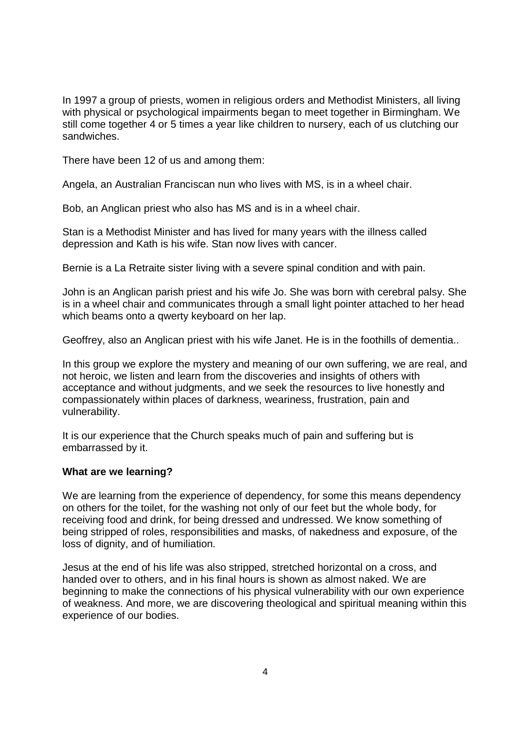In 1997 a group of priests, women in religious orders and Methodist Ministers, all living with physical or psychological impairments began to meet together in Birmingham. We still come together 4 or 5 times a year like children to nursery, each of us clutching our sandwiches.

There have been 12 of us and among them:

Angela, an Australian Franciscan nun who lives with MS, is in a wheel chair.

Bob, an Anglican priest who also has MS and is in a wheel chair.

Stan is a Methodist Minister and has lived for many years with the illness called depression and Kath is his wife. Stan now lives with cancer.

Bernie is a La Retraite sister living with a severe spinal condition and with pain.

John is an Anglican parish priest and his wife Jo. She was born with cerebral palsy. She is in a wheel chair and communicates through a small light pointer attached to her head which beams onto a qwerty keyboard on her lap.

Geoffrey, also an Anglican priest with his wife Janet. He is in the foothills of dementia..

In this group we explore the mystery and meaning of our own suffering, we are real, and not heroic, we listen and learn from the discoveries and insights of others with acceptance and without judgments, and we seek the resources to live honestly and compassionately within places of darkness, weariness, frustration, pain and vulnerability.

It is our experience that the Church speaks much of pain and suffering but is embarrassed by it.

**What are we learning?**

We are learning from the experience of dependency, for some this means dependency on others for the toilet, for the washing not only of our feet but the whole body, for receiving food and drink, for being dressed and undressed. We know something of being stripped of roles, responsibilities and masks, of nakedness and exposure, of the loss of dignity, and of humiliation.

Jesus at the end of his life was also stripped, stretched horizontal on a cross, and handed over to others, and in his final hours is shown as almost naked. We are beginning to make the connections of his physical vulnerability with our own experience of weakness. And more, we are discovering theological and spiritual meaning within this experience of our bodies.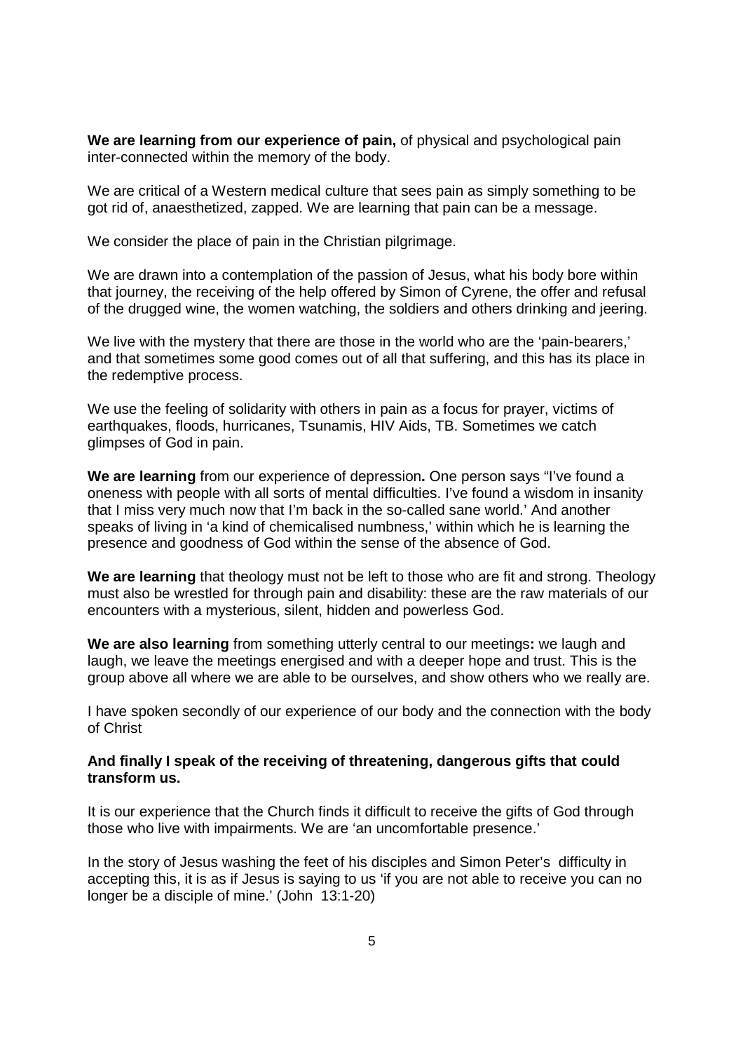**We are learning from our experience of pain,** of physical and psychological pain inter-connected within the memory of the body.

We are critical of a Western medical culture that sees pain as simply something to be got rid of, anaesthetized, zapped. We are learning that pain can be a message.

We consider the place of pain in the Christian pilgrimage.

We are drawn into a contemplation of the passion of Jesus, what his body bore within that journey, the receiving of the help offered by Simon of Cyrene, the offer and refusal of the drugged wine, the women watching, the soldiers and others drinking and jeering.

We live with the mystery that there are those in the world who are the 'pain-bearers,' and that sometimes some good comes out of all that suffering, and this has its place in the redemptive process.

We use the feeling of solidarity with others in pain as a focus for prayer, victims of earthquakes, floods, hurricanes, Tsunamis, HIV Aids, TB. Sometimes we catch glimpses of God in pain.

**We are learning** from our experience of depression**.** One person says "I've found a oneness with people with all sorts of mental difficulties. I've found a wisdom in insanity that I miss very much now that I'm back in the so-called sane world.' And another speaks of living in 'a kind of chemicalised numbness,' within which he is learning the presence and goodness of God within the sense of the absence of God.

**We are learning** that theology must not be left to those who are fit and strong. Theology must also be wrestled for through pain and disability: these are the raw materials of our encounters with a mysterious, silent, hidden and powerless God.

**We are also learning** from something utterly central to our meetings**:** we laugh and laugh, we leave the meetings energised and with a deeper hope and trust. This is the group above all where we are able to be ourselves, and show others who we really are.

I have spoken secondly of our experience of our body and the connection with the body of Christ

**And finally I speak of the receiving of threatening, dangerous gifts that could transform us.**

It is our experience that the Church finds it difficult to receive the gifts of God through those who live with impairments. We are 'an uncomfortable presence.'

In the story of Jesus washing the feet of his disciples and Simon Peter's difficulty in accepting this, it is as if Jesus is saying to us 'if you are not able to receive you can no longer be a disciple of mine.' (John 13:1-20)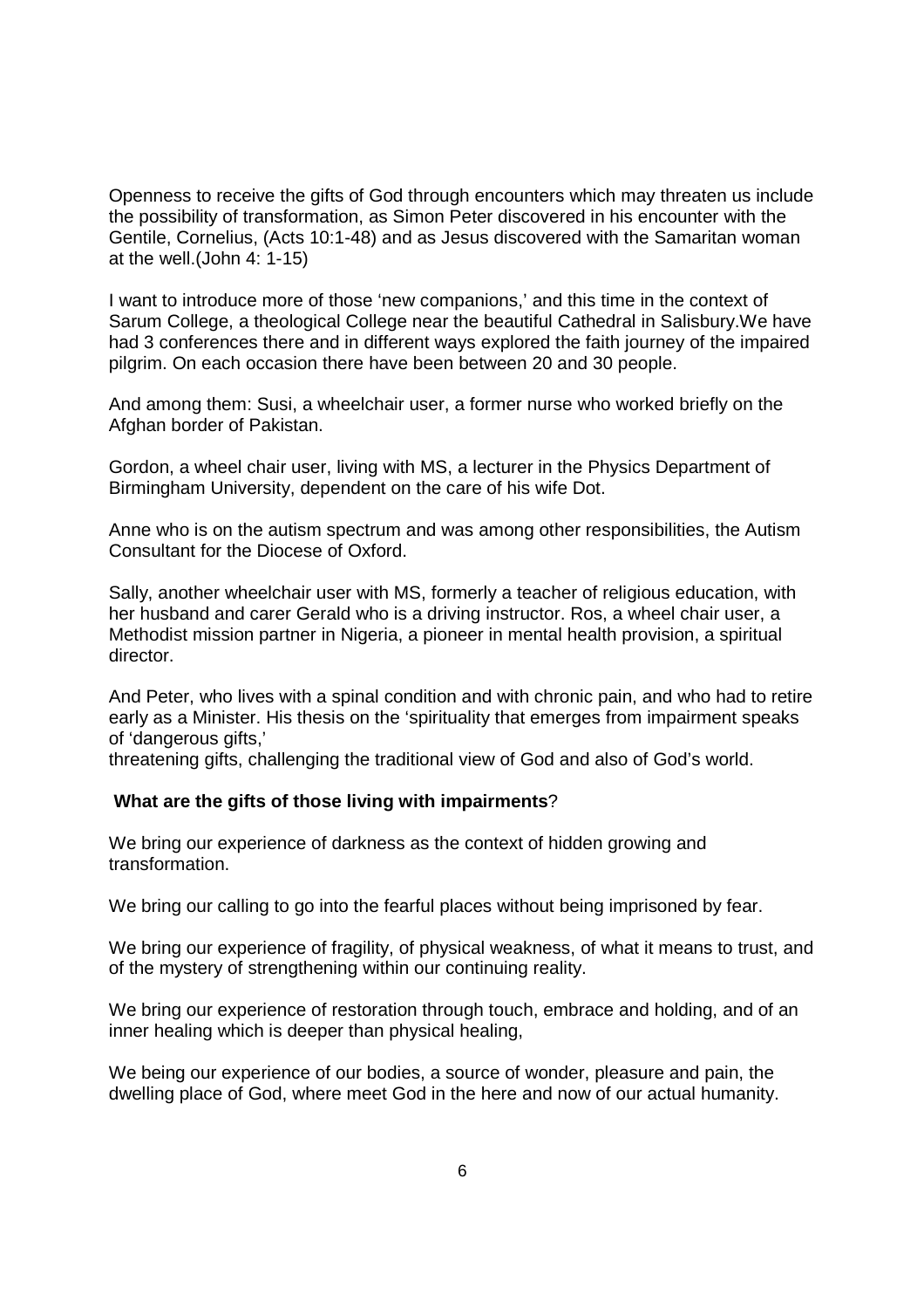Openness to receive the gifts of God through encounters which may threaten us include the possibility of transformation, as Simon Peter discovered in his encounter with the Gentile, Cornelius, (Acts 10:1-48) and as Jesus discovered with the Samaritan woman at the well.(John 4: 1-15)

I want to introduce more of those 'new companions,' and this time in the context of Sarum College, a theological College near the beautiful Cathedral in Salisbury.We have had 3 conferences there and in different ways explored the faith journey of the impaired pilgrim. On each occasion there have been between 20 and 30 people.

And among them: Susi, a wheelchair user, a former nurse who worked briefly on the Afghan border of Pakistan.

Gordon, a wheel chair user, living with MS, a lecturer in the Physics Department of Birmingham University, dependent on the care of his wife Dot.

Anne who is on the autism spectrum and was among other responsibilities, the Autism Consultant for the Diocese of Oxford.

Sally, another wheelchair user with MS, formerly a teacher of religious education, with her husband and carer Gerald who is a driving instructor. Ros, a wheel chair user, a Methodist mission partner in Nigeria, a pioneer in mental health provision, a spiritual director.

And Peter, who lives with a spinal condition and with chronic pain, and who had to retire early as a Minister. His thesis on the 'spirituality that emerges from impairment speaks of 'dangerous gifts,'
threatening gifts, challenging the traditional view of God and also of God's world.

**What are the gifts of those living with impairments**?

We bring our experience of darkness as the context of hidden growing and transformation.

We bring our calling to go into the fearful places without being imprisoned by fear.

We bring our experience of fragility, of physical weakness, of what it means to trust, and of the mystery of strengthening within our continuing reality.

We bring our experience of restoration through touch, embrace and holding, and of an inner healing which is deeper than physical healing,

We being our experience of our bodies, a source of wonder, pleasure and pain, the dwelling place of God, where meet God in the here and now of our actual humanity.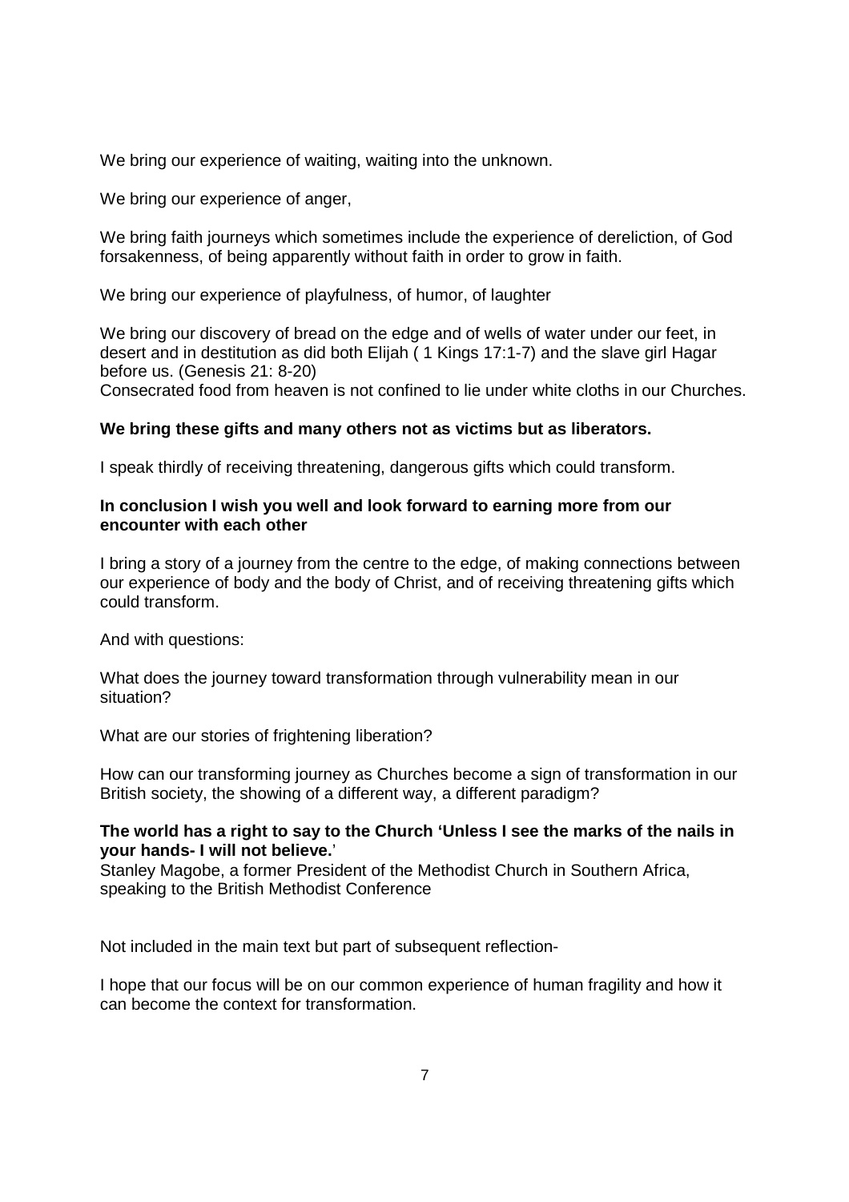We bring our experience of waiting, waiting into the unknown.

We bring our experience of anger,

We bring faith journeys which sometimes include the experience of dereliction, of God forsakenness, of being apparently without faith in order to grow in faith.

We bring our experience of playfulness, of humor, of laughter

We bring our discovery of bread on the edge and of wells of water under our feet, in desert and in destitution as did both Elijah ( 1 Kings 17:1-7) and the slave girl Hagar before us. (Genesis 21: 8-20)
Consecrated food from heaven is not confined to lie under white cloths in our Churches.

**We bring these gifts and many others not as victims but as liberators.**

I speak thirdly of receiving threatening, dangerous gifts which could transform.

**In conclusion I wish you well and look forward to earning more from our encounter with each other**

I bring a story of a journey from the centre to the edge, of making connections between our experience of body and the body of Christ, and of receiving threatening gifts which could transform.

And with questions:

What does the journey toward transformation through vulnerability mean in our situation?

What are our stories of frightening liberation?

How can our transforming journey as Churches become a sign of transformation in our British society, the showing of a different way, a different paradigm?

**The world has a right to say to the Church 'Unless I see the marks of the nails in your hands- I will not believe.**'
Stanley Magobe, a former President of the Methodist Church in Southern Africa, speaking to the British Methodist Conference

Not included in the main text but part of subsequent reflection-

I hope that our focus will be on our common experience of human fragility and how it can become the context for transformation.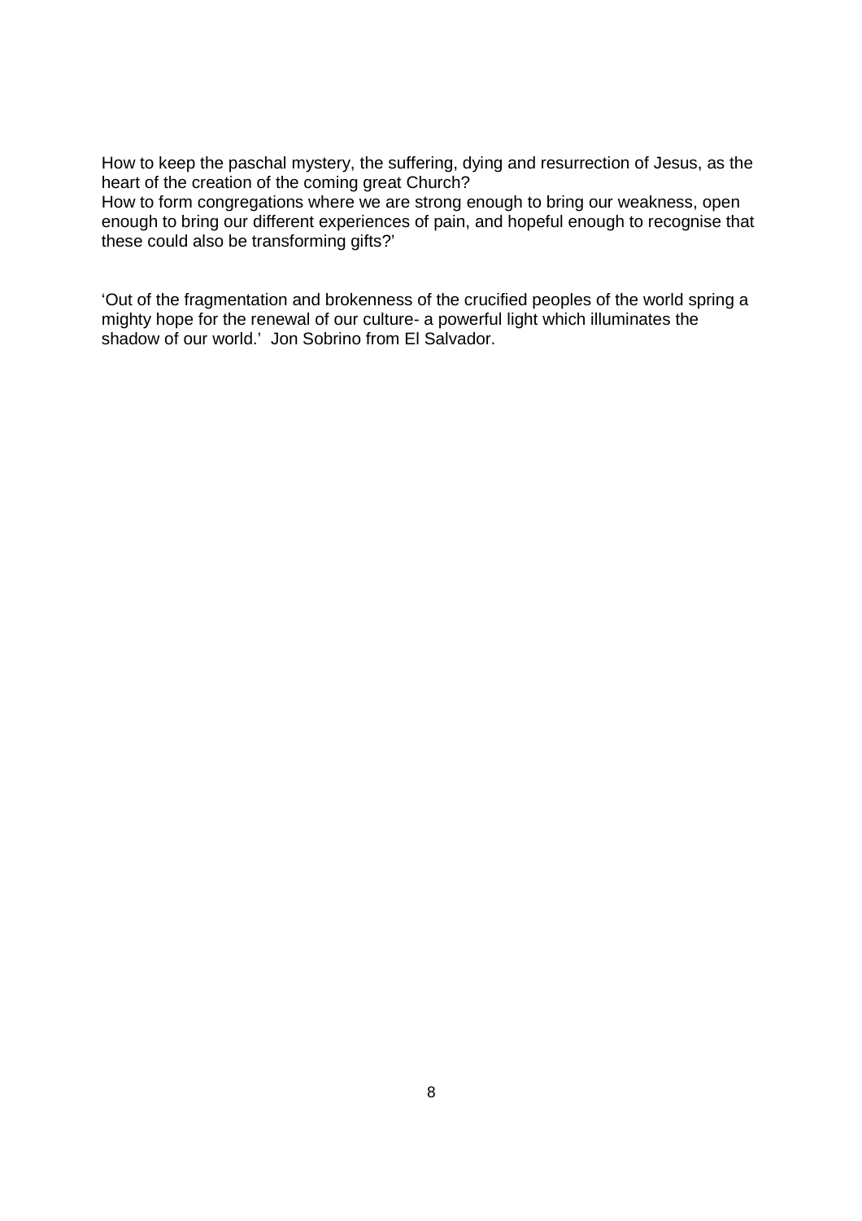How to keep the paschal mystery, the suffering, dying and resurrection of Jesus, as the heart of the creation of the coming great Church?
How to form congregations where we are strong enough to bring our weakness, open enough to bring our different experiences of pain, and hopeful enough to recognise that these could also be transforming gifts?'

'Out of the fragmentation and brokenness of the crucified peoples of the world spring a mighty hope for the renewal of our culture- a powerful light which illuminates the shadow of our world.'  Jon Sobrino from El Salvador.